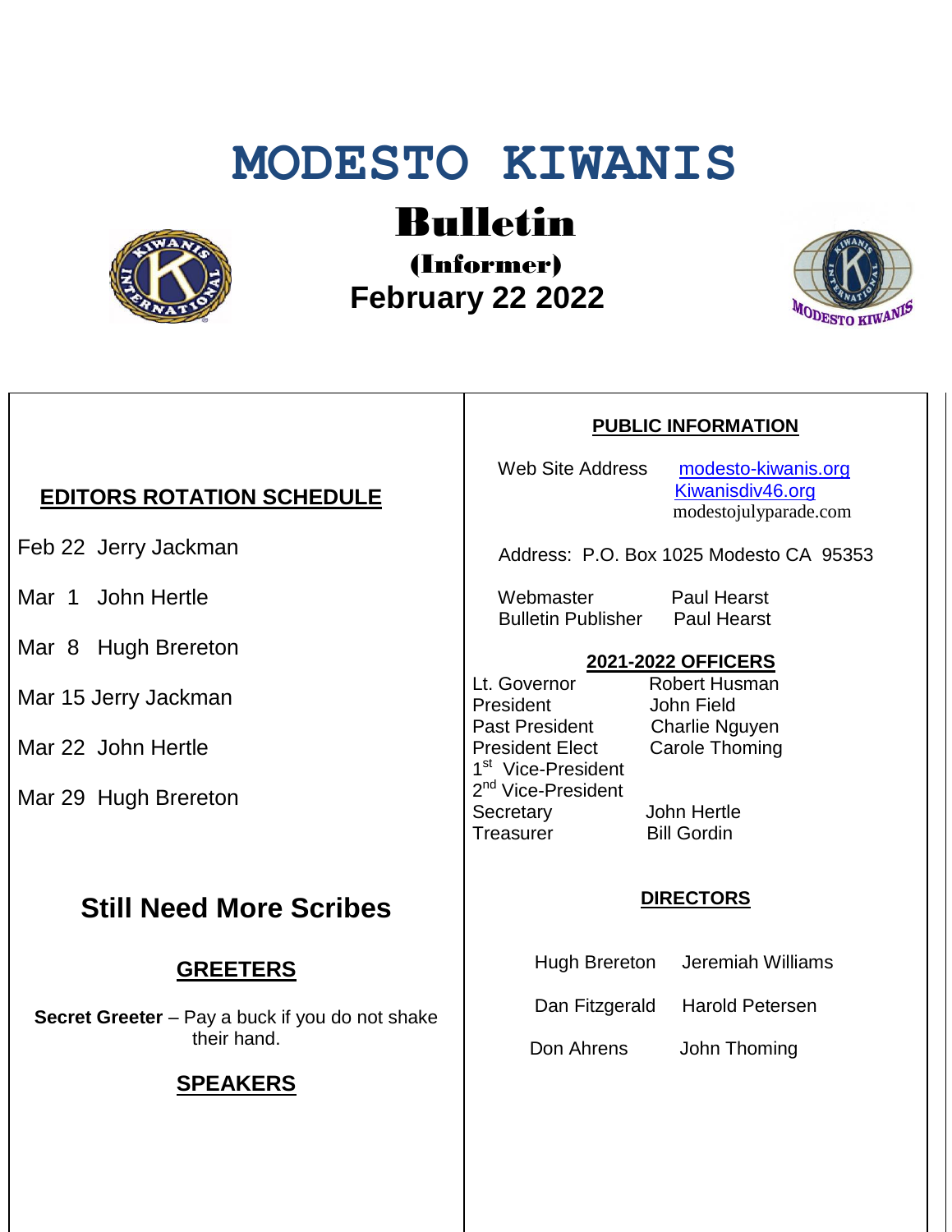# MODESTO KIWANIS

## Bulletin

### (Informer)

### February 22 2022

## EDITORS ROTATION SCHEDULE

Feb 22 Jerry Jackman

Mar 1 John Hertle

Mar 8 Hugh Brereton

Mar 15 Jerry Jackman

Mar 22 John Hertle

Mar 29 Hugh Brereton

## Still Need More Scribes

## GREETERS

**Secret Greeter** – Pay a buck if you do not shake their hand.

## SPEAKERS

## PUBLIC INFORMATION

Web Site Address: modesto-kiwanis.org, Kiwanisdiv46.org, modestojulyparade.com

Address: P.O. Box 1025 Modesto CA 95353

| | |
|---|---|
| Webmaster | Paul Hearst |
| Bulletin Publisher | Paul Hearst |

## 2021-2022 OFFICERS

| | |
|---|---|
| Lt. Governor | Robert Husman |
| President | John Field |
| Past President | Charlie Nguyen |
| President Elect | Carole Thoming |
| 1st Vice-President | |
| 2nd Vice-President | |
| Secretary | John Hertle |
| Treasurer | Bill Gordin |

## DIRECTORS

| | |
|---|---|
| Hugh Brereton | Jeremiah Williams |
| Dan Fitzgerald | Harold Petersen |
| Don Ahrens | John Thoming |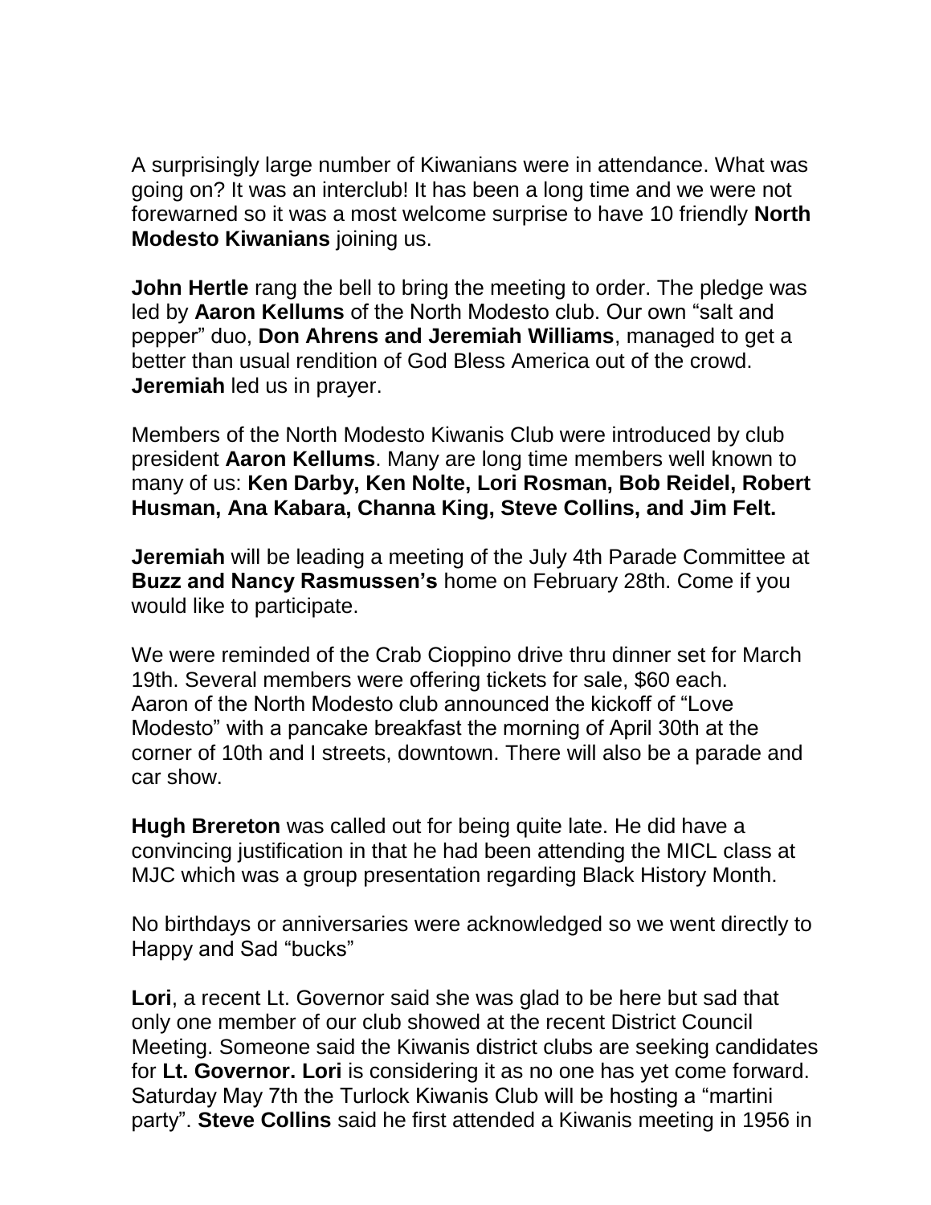A surprisingly large number of Kiwanians were in attendance. What was going on? It was an interclub! It has been a long time and we were not forewarned so it was a most welcome surprise to have 10 friendly **North Modesto Kiwanians** joining us.

**John Hertle** rang the bell to bring the meeting to order. The pledge was led by **Aaron Kellums** of the North Modesto club. Our own "salt and pepper" duo, **Don Ahrens and Jeremiah Williams**, managed to get a better than usual rendition of God Bless America out of the crowd. **Jeremiah** led us in prayer.

Members of the North Modesto Kiwanis Club were introduced by club president **Aaron Kellums**. Many are long time members well known to many of us: **Ken Darby, Ken Nolte, Lori Rosman, Bob Reidel, Robert Husman, Ana Kabara, Channa King, Steve Collins, and Jim Felt.**

**Jeremiah** will be leading a meeting of the July 4th Parade Committee at **Buzz and Nancy Rasmussen's** home on February 28th. Come if you would like to participate.

We were reminded of the Crab Cioppino drive thru dinner set for March 19th. Several members were offering tickets for sale, $60 each. Aaron of the North Modesto club announced the kickoff of "Love Modesto" with a pancake breakfast the morning of April 30th at the corner of 10th and I streets, downtown. There will also be a parade and car show.

**Hugh Brereton** was called out for being quite late. He did have a convincing justification in that he had been attending the MICL class at MJC which was a group presentation regarding Black History Month.

No birthdays or anniversaries were acknowledged so we went directly to Happy and Sad "bucks"

**Lori**, a recent Lt. Governor said she was glad to be here but sad that only one member of our club showed at the recent District Council Meeting. Someone said the Kiwanis district clubs are seeking candidates for **Lt. Governor. Lori** is considering it as no one has yet come forward. Saturday May 7th the Turlock Kiwanis Club will be hosting a "martini party". **Steve Collins** said he first attended a Kiwanis meeting in 1956 in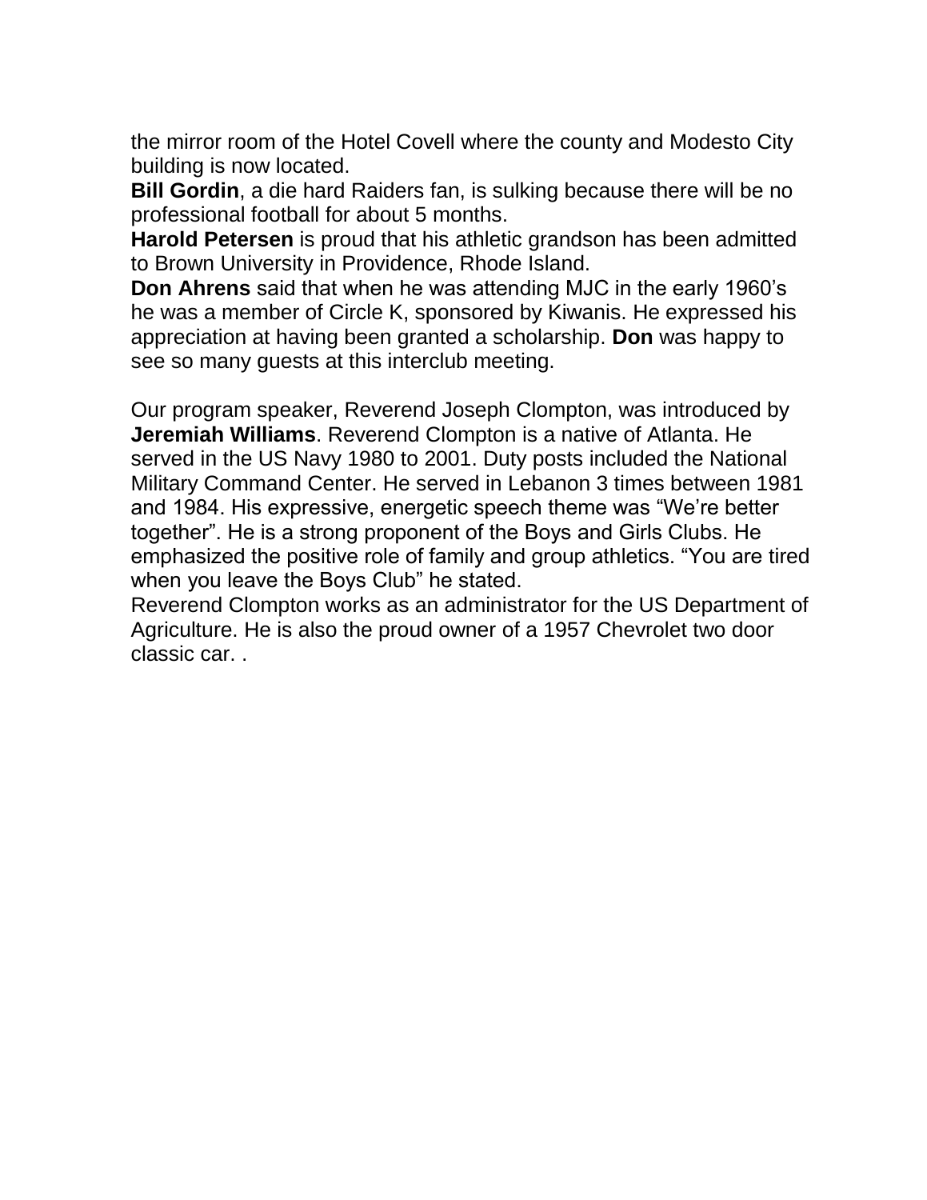the mirror room of the Hotel Covell where the county and Modesto City building is now located.
**Bill Gordin**, a die hard Raiders fan, is sulking because there will be no professional football for about 5 months.
**Harold Petersen** is proud that his athletic grandson has been admitted to Brown University in Providence, Rhode Island.
**Don Ahrens** said that when he was attending MJC in the early 1960's he was a member of Circle K, sponsored by Kiwanis. He expressed his appreciation at having been granted a scholarship. **Don** was happy to see so many guests at this interclub meeting.

Our program speaker, Reverend Joseph Clompton, was introduced by **Jeremiah Williams**. Reverend Clompton is a native of Atlanta. He served in the US Navy 1980 to 2001. Duty posts included the National Military Command Center. He served in Lebanon 3 times between 1981 and 1984. His expressive, energetic speech theme was "We're better together". He is a strong proponent of the Boys and Girls Clubs. He emphasized the positive role of family and group athletics. "You are tired when you leave the Boys Club" he stated.
Reverend Clompton works as an administrator for the US Department of Agriculture. He is also the proud owner of a 1957 Chevrolet two door classic car. .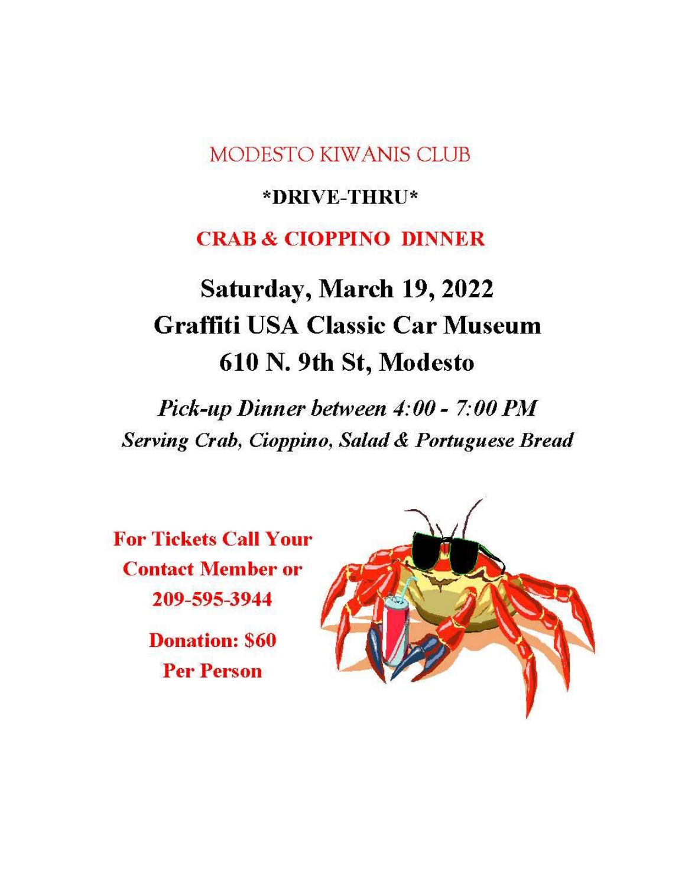MODESTO KIWANIS CLUB

**\*DRIVE-THRU\***

**CRAB & CIOPPINO DINNER**

# Saturday, March 19, 2022
# Graffiti USA Classic Car Museum
# 610 N. 9th St, Modesto

***Pick-up Dinner between 4:00 - 7:00 PM***

***Serving Crab, Cioppino, Salad & Portuguese Bread***

**For Tickets Call Your Contact Member or 209-595-3944**

**Donation: $60 Per Person**